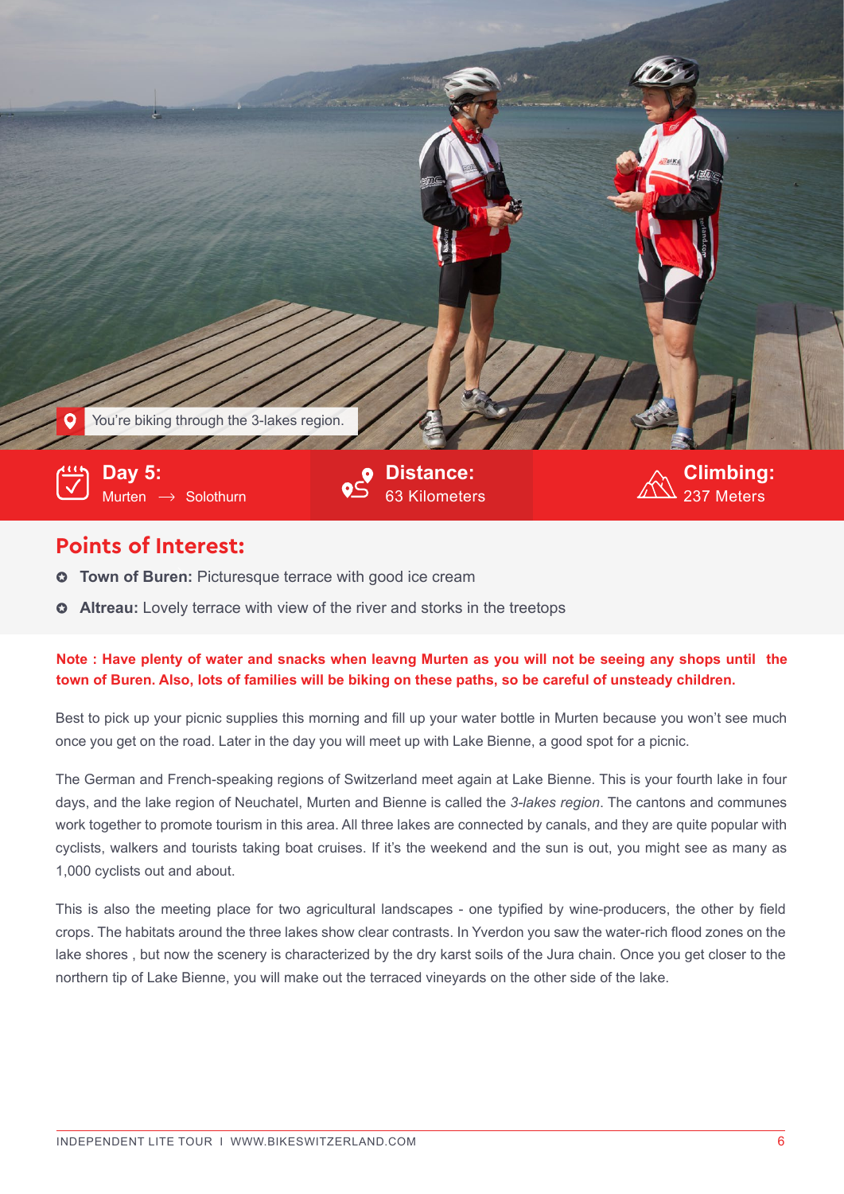You're biking through the 3-lakes region.

**Day 5:** Murten → Solothurn

**Distance:** 63 Kilometers

**Climbing:** 237 Meters

## Points of Interest:

- **Town of Buren:** Picturesque terrace with good ice cream
- **Altreau:** Lovely terrace with view of the river and storks in the treetops

**Note : Have plenty of water and snacks when leavng Murten as you will not be seeing any shops until the town of Buren. Also, lots of families will be biking on these paths, so be careful of unsteady children.**

Best to pick up your picnic supplies this morning and fill up your water bottle in Murten because you won't see much once you get on the road. Later in the day you will meet up with Lake Bienne, a good spot for a picnic.

The German and French-speaking regions of Switzerland meet again at Lake Bienne. This is your fourth lake in four days, and the lake region of Neuchatel, Murten and Bienne is called the *3-lakes region*. The cantons and communes work together to promote tourism in this area. All three lakes are connected by canals, and they are quite popular with cyclists, walkers and tourists taking boat cruises. If it's the weekend and the sun is out, you might see as many as 1,000 cyclists out and about.

This is also the meeting place for two agricultural landscapes - one typified by wine-producers, the other by field crops. The habitats around the three lakes show clear contrasts. In Yverdon you saw the water-rich flood zones on the lake shores , but now the scenery is characterized by the dry karst soils of the Jura chain. Once you get closer to the northern tip of Lake Bienne, you will make out the terraced vineyards on the other side of the lake.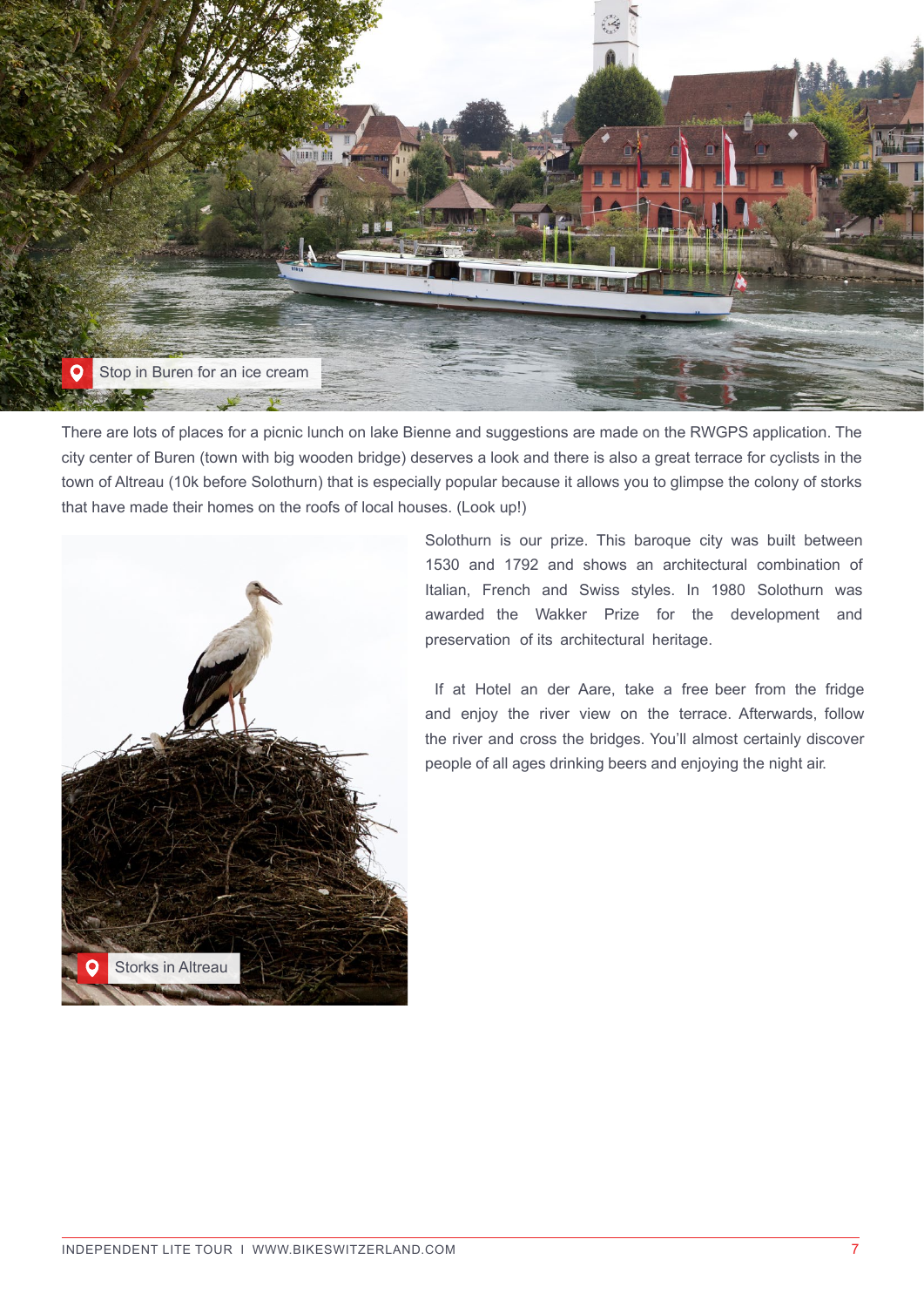Stop in Buren for an ice cream

There are lots of places for a picnic lunch on lake Bienne and suggestions are made on the RWGPS application. The city center of Buren (town with big wooden bridge) deserves a look and there is also a great terrace for cyclists in the town of Altreau (10k before Solothurn) that is especially popular because it allows you to glimpse the colony of storks that have made their homes on the roofs of local houses. (Look up!)

Storks in Altreau

Solothurn is our prize. This baroque city was built between 1530 and 1792 and shows an architectural combination of Italian, French and Swiss styles. In 1980 Solothurn was awarded the Wakker Prize for the development and preservation of its architectural heritage.

If at Hotel an der Aare, take a free beer from the fridge and enjoy the river view on the terrace. Afterwards, follow the river and cross the bridges. You'll almost certainly discover people of all ages drinking beers and enjoying the night air.